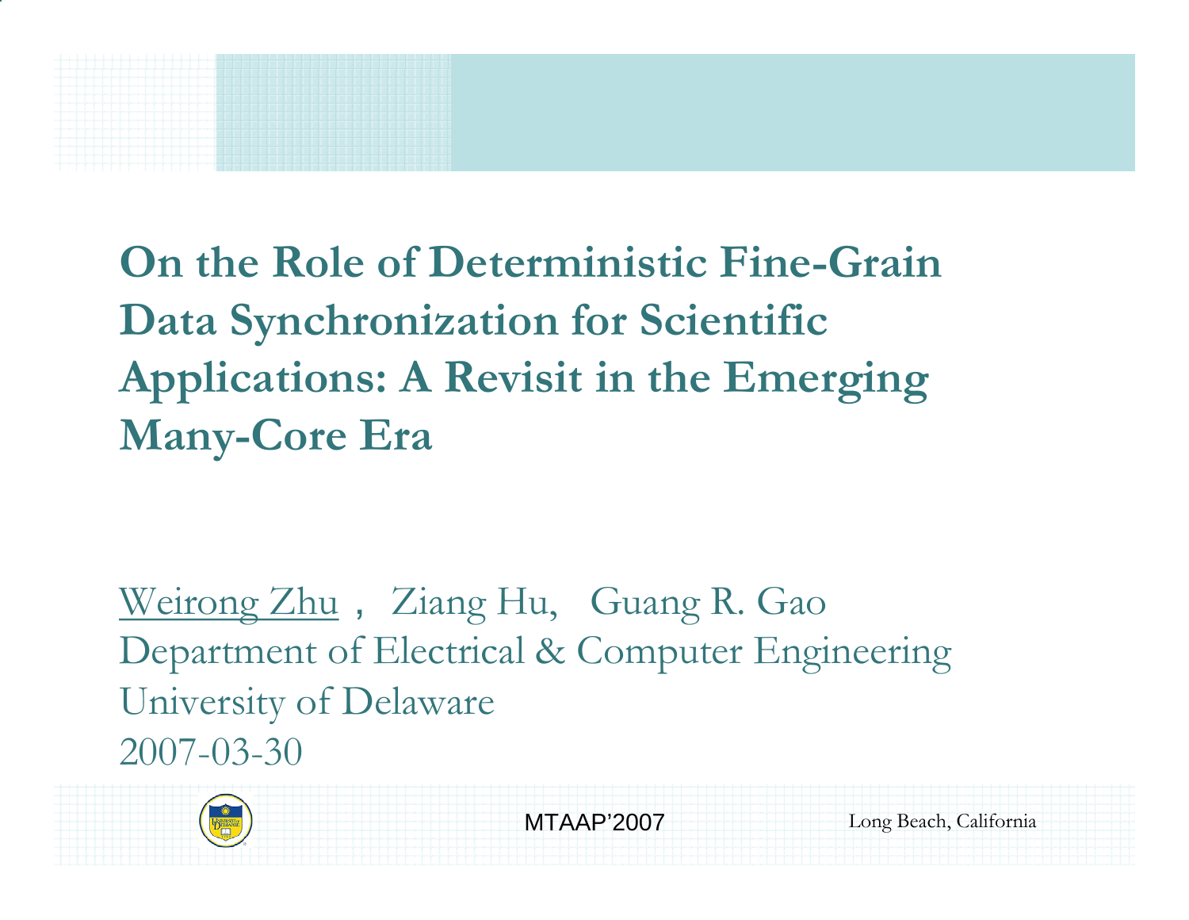# On the Role of Deterministic Fine-Grain Data Synchronization for Scientific Applications: A Revisit in the Emerging Many-Core Era

Weirong Zhu， Ziang Hu, Guang R. Gao
Department of Electrical & Computer Engineering
University of Delaware
2007-03-30

MTAAP'2007

Long Beach, California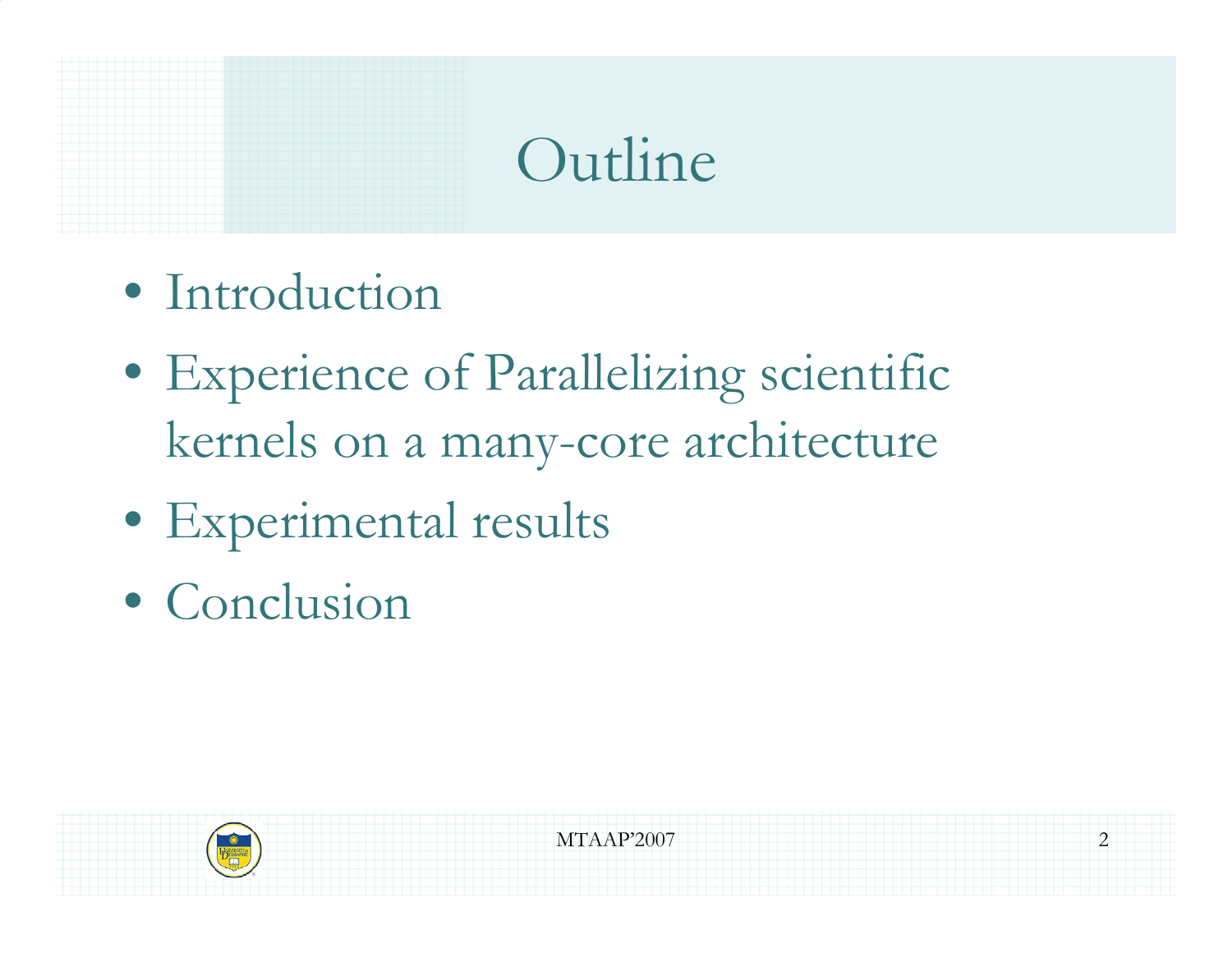# Outline

- Introduction
- Experience of Parallelizing scientific kernels on a many-core architecture
- Experimental results
- Conclusion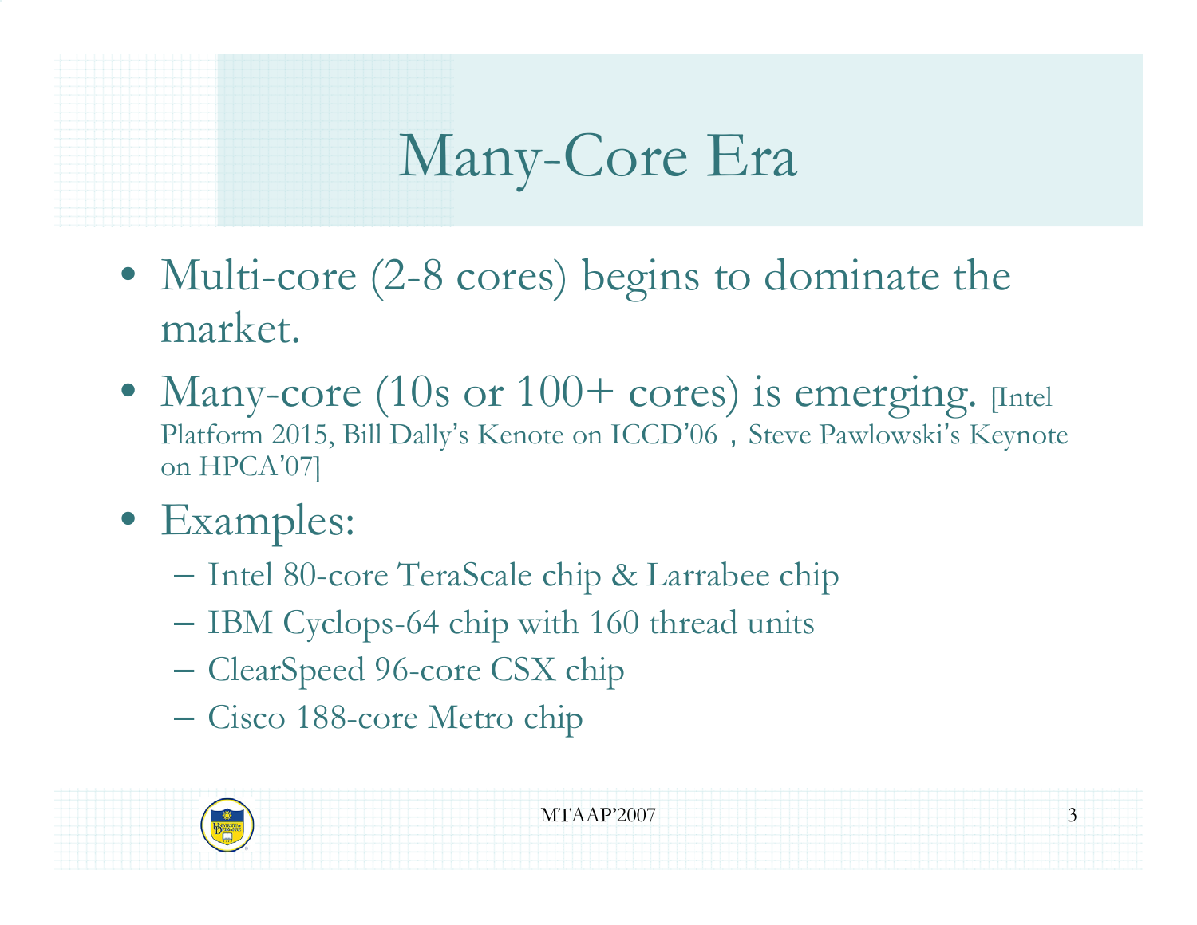# Many-Core Era

- Multi-core (2-8 cores) begins to dominate the market.
- Many-core (10s or 100+ cores) is emerging. [Intel Platform 2015, Bill Dally's Kenote on ICCD'06，Steve Pawlowski's Keynote on HPCA'07]
- Examples:
  - Intel 80-core TeraScale chip & Larrabee chip
  - IBM Cyclops-64 chip with 160 thread units
  - ClearSpeed 96-core CSX chip
  - Cisco 188-core Metro chip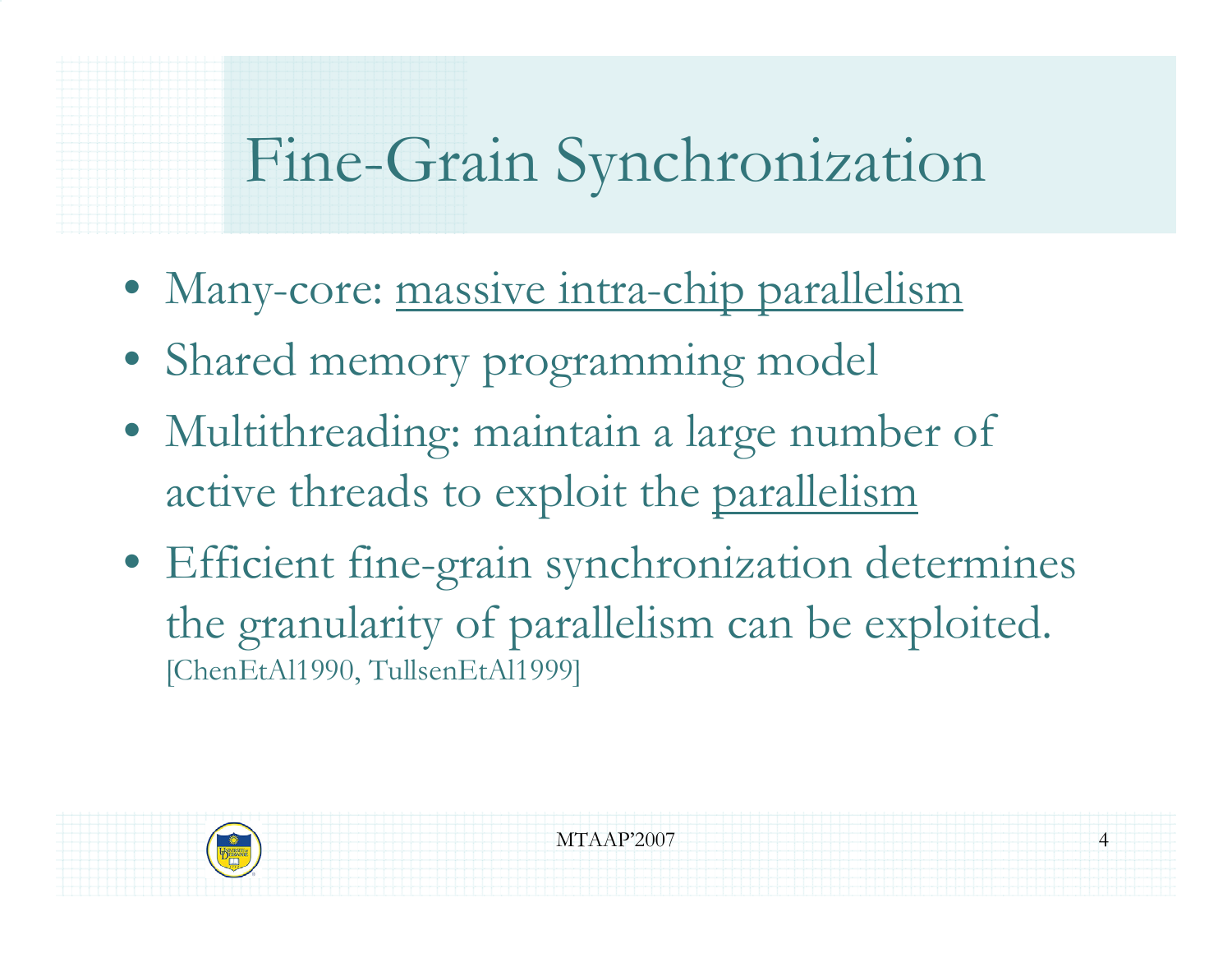# Fine-Grain Synchronization

- Many-core: <u>massive intra-chip parallelism</u>
- Shared memory programming model
- Multithreading: maintain a large number of active threads to exploit the <u>parallelism</u>
- Efficient fine-grain synchronization determines the granularity of parallelism can be exploited. [ChenEtAl1990, TullsenEtAl1999]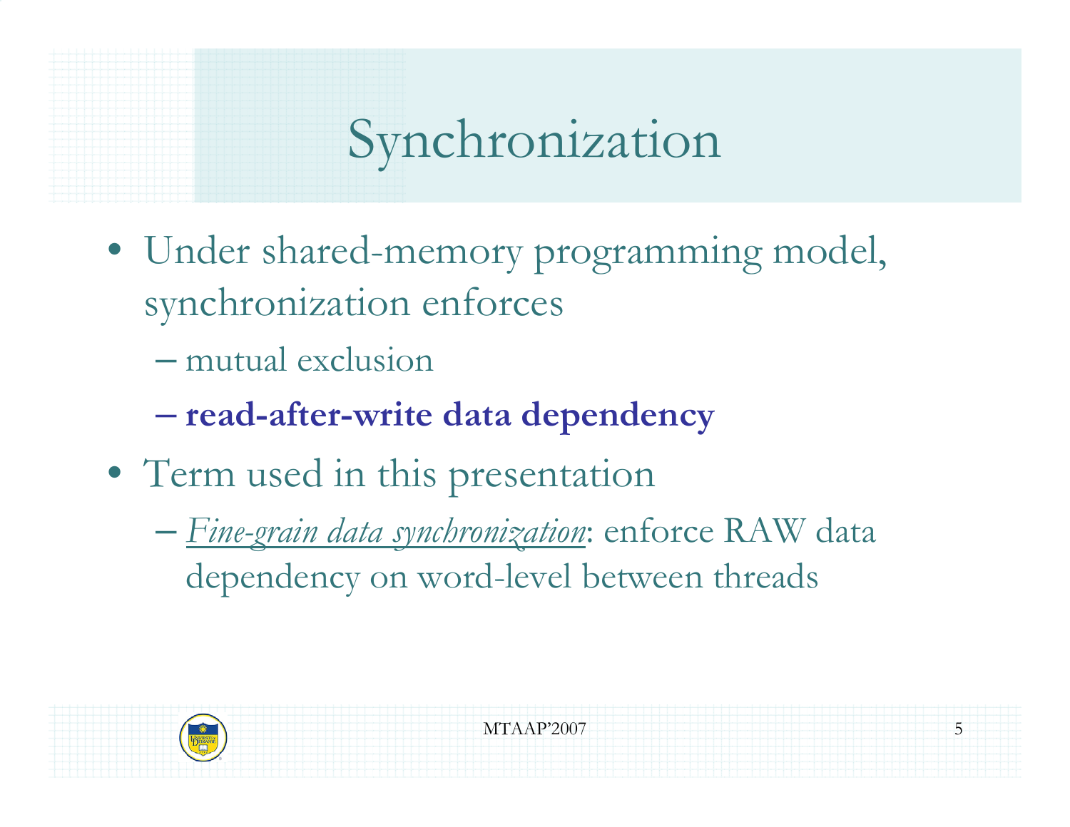# Synchronization

- Under shared-memory programming model, synchronization enforces
  - mutual exclusion
  - **read-after-write data dependency**
- Term used in this presentation
  - *Fine-grain data synchronization*: enforce RAW data dependency on word-level between threads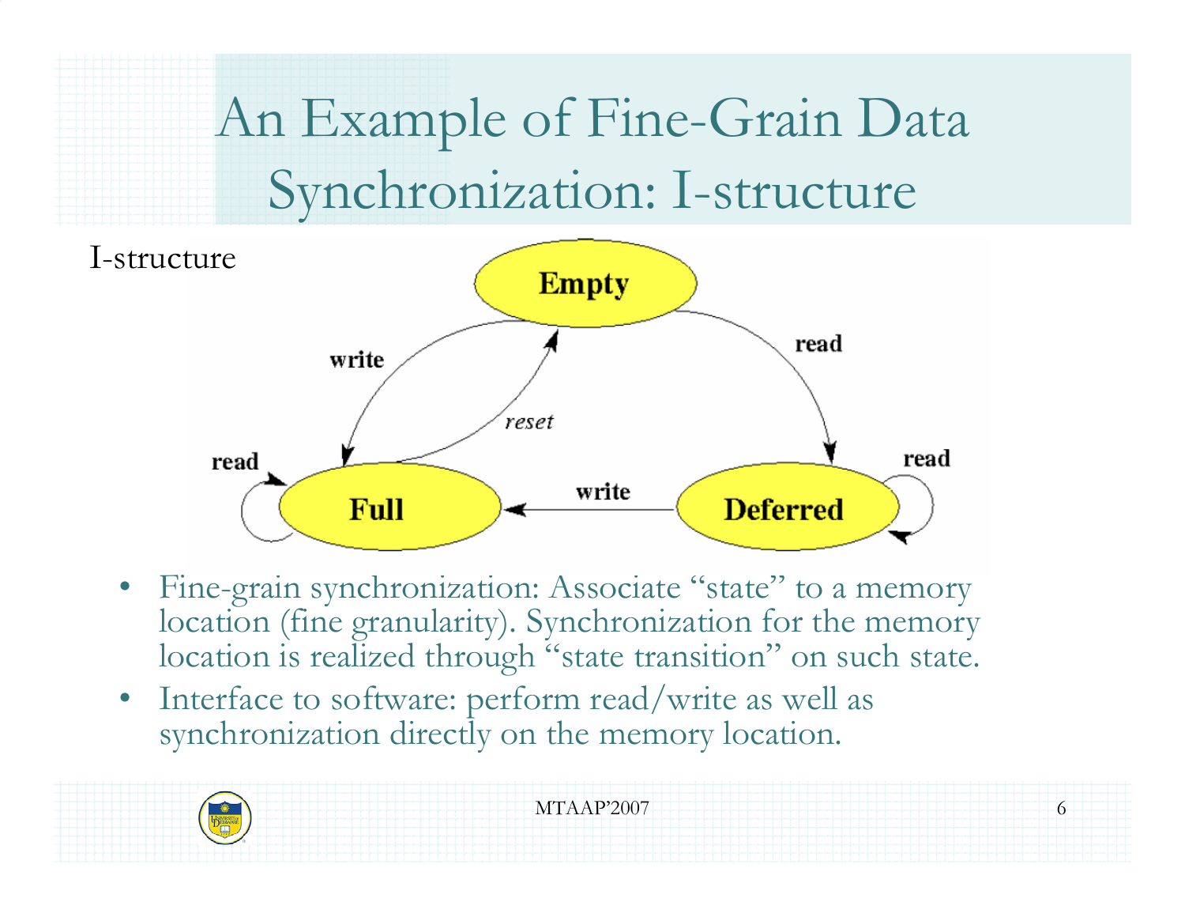# An Example of Fine-Grain Data Synchronization: I-structure

I-structure

- Fine-grain synchronization: Associate "state" to a memory location (fine granularity). Synchronization for the memory location is realized through "state transition" on such state.
- Interface to software: perform read/write as well as synchronization directly on the memory location.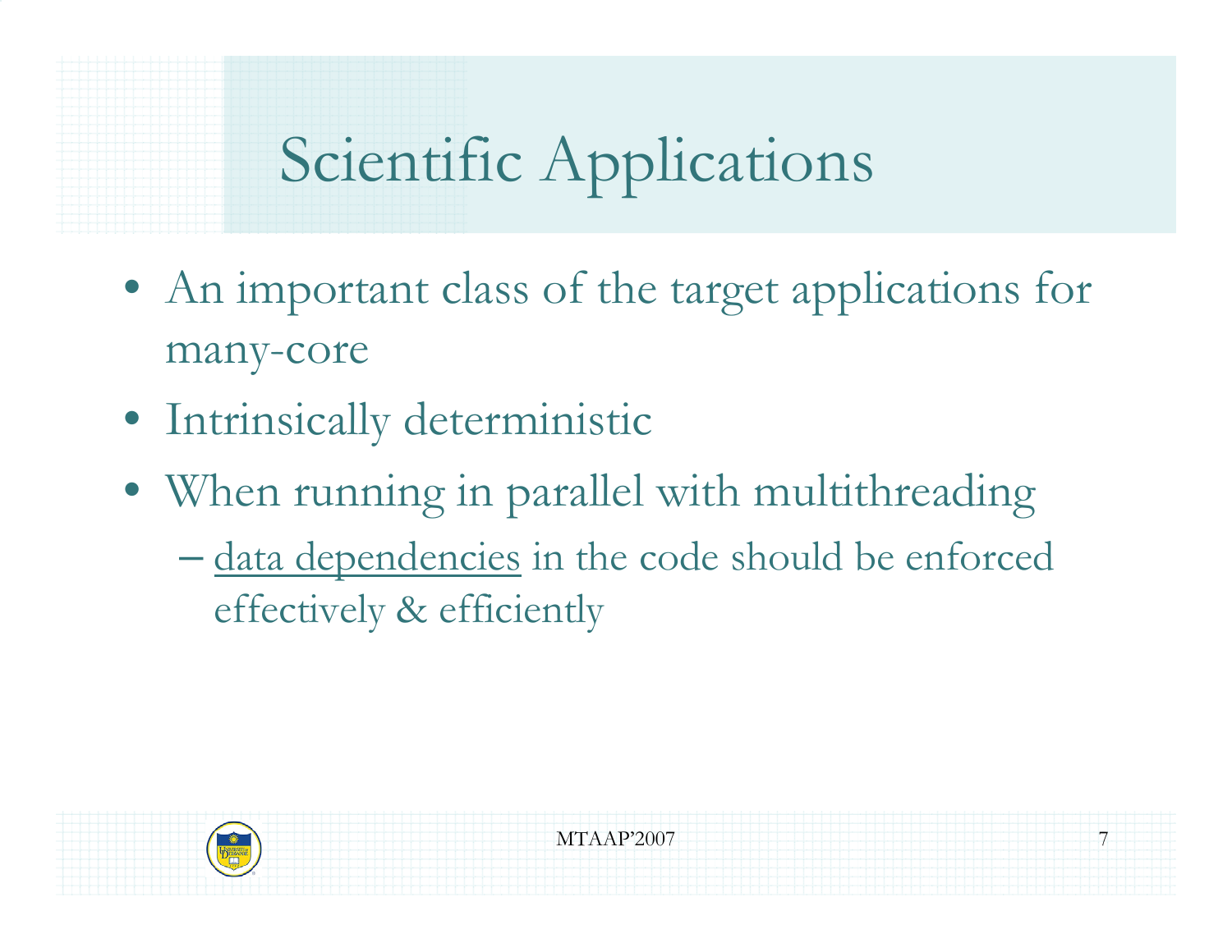# Scientific Applications

- An important class of the target applications for many-core
- Intrinsically deterministic
- When running in parallel with multithreading
  - data dependencies in the code should be enforced effectively & efficiently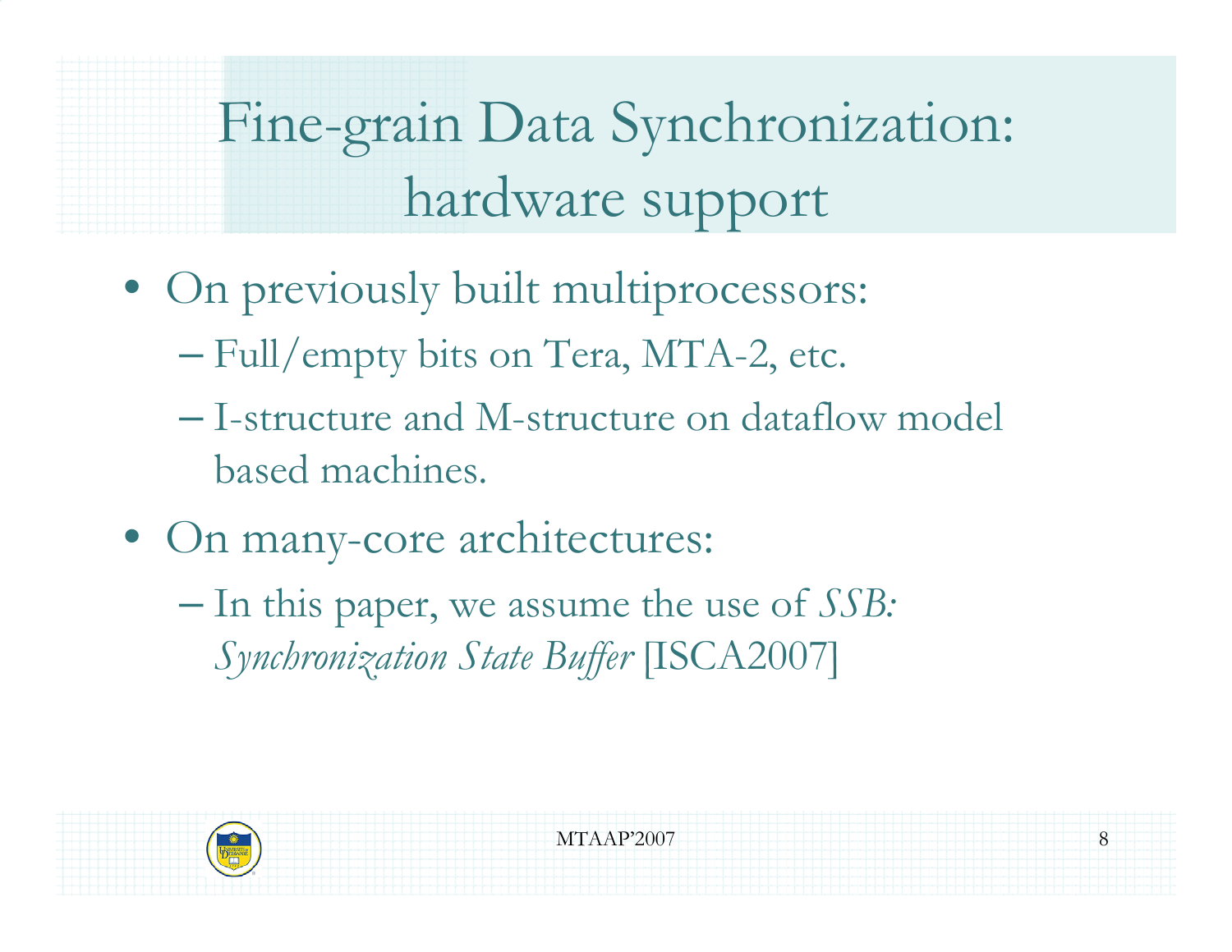# Fine-grain Data Synchronization: hardware support

- On previously built multiprocessors:
  - Full/empty bits on Tera, MTA-2, etc.
  - I-structure and M-structure on dataflow model based machines.
- On many-core architectures:
  - In this paper, we assume the use of *SSB: Synchronization State Buffer* [ISCA2007]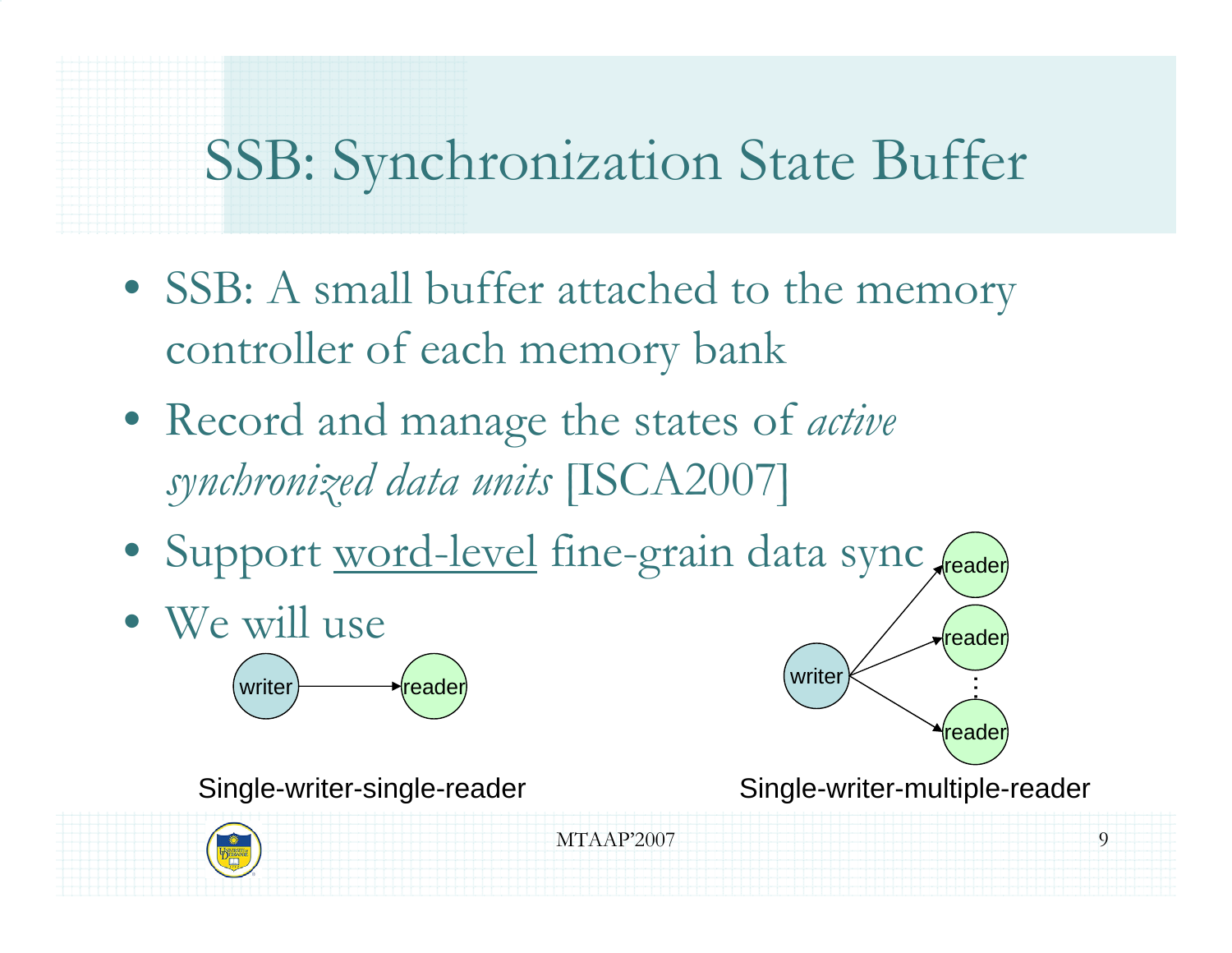# SSB: Synchronization State Buffer

- SSB: A small buffer attached to the memory controller of each memory bank
- Record and manage the states of *active synchronized data units* [ISCA2007]
- Support word-level fine-grain data sync
- We will use

writer → reader

Single-writer-single-reader

writer → reader, reader, …, reader

Single-writer-multiple-reader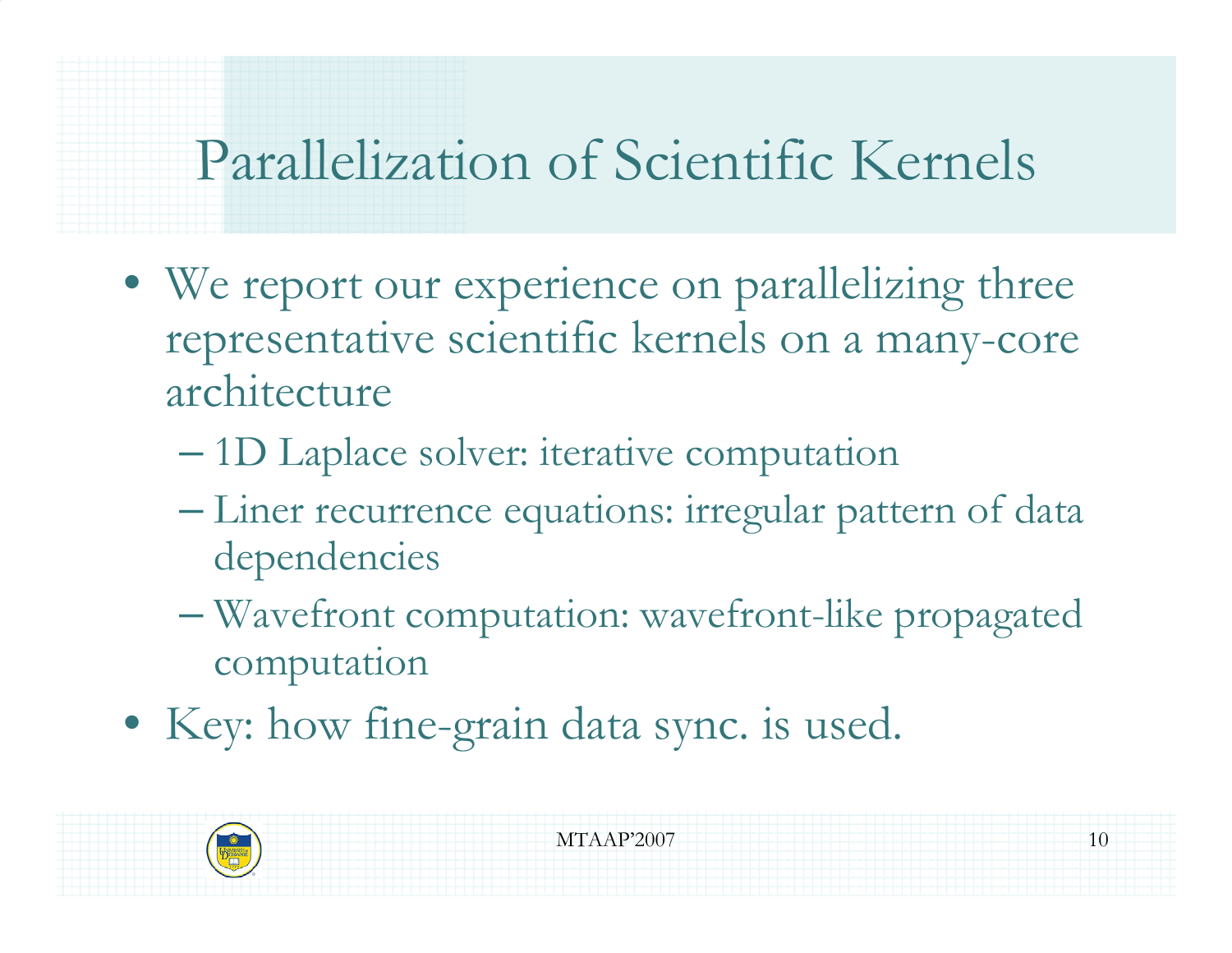# Parallelization of Scientific Kernels

- We report our experience on parallelizing three representative scientific kernels on a many-core architecture
  - 1D Laplace solver: iterative computation
  - Liner recurrence equations: irregular pattern of data dependencies
  - Wavefront computation: wavefront-like propagated computation
- Key: how fine-grain data sync. is used.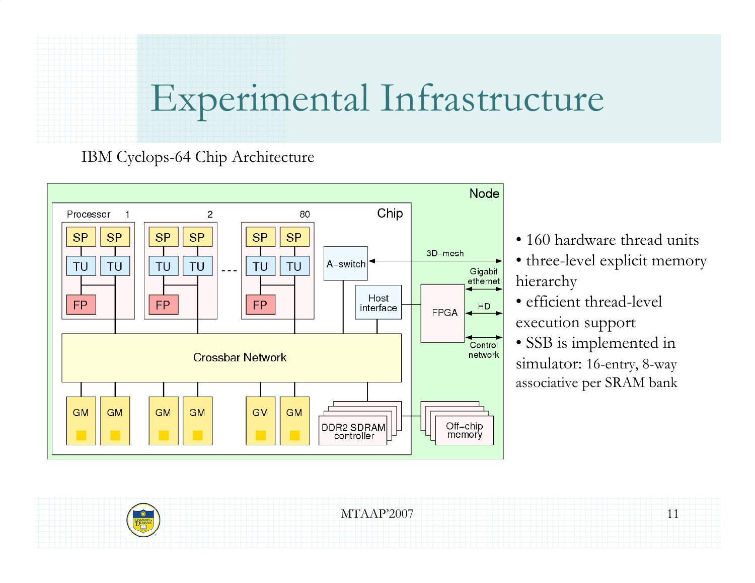# Experimental Infrastructure

IBM Cyclops-64 Chip Architecture

- 160 hardware thread units
- three-level explicit memory hierarchy
- efficient thread-level execution support
- SSB is implemented in simulator: 16-entry, 8-way associative per SRAM bank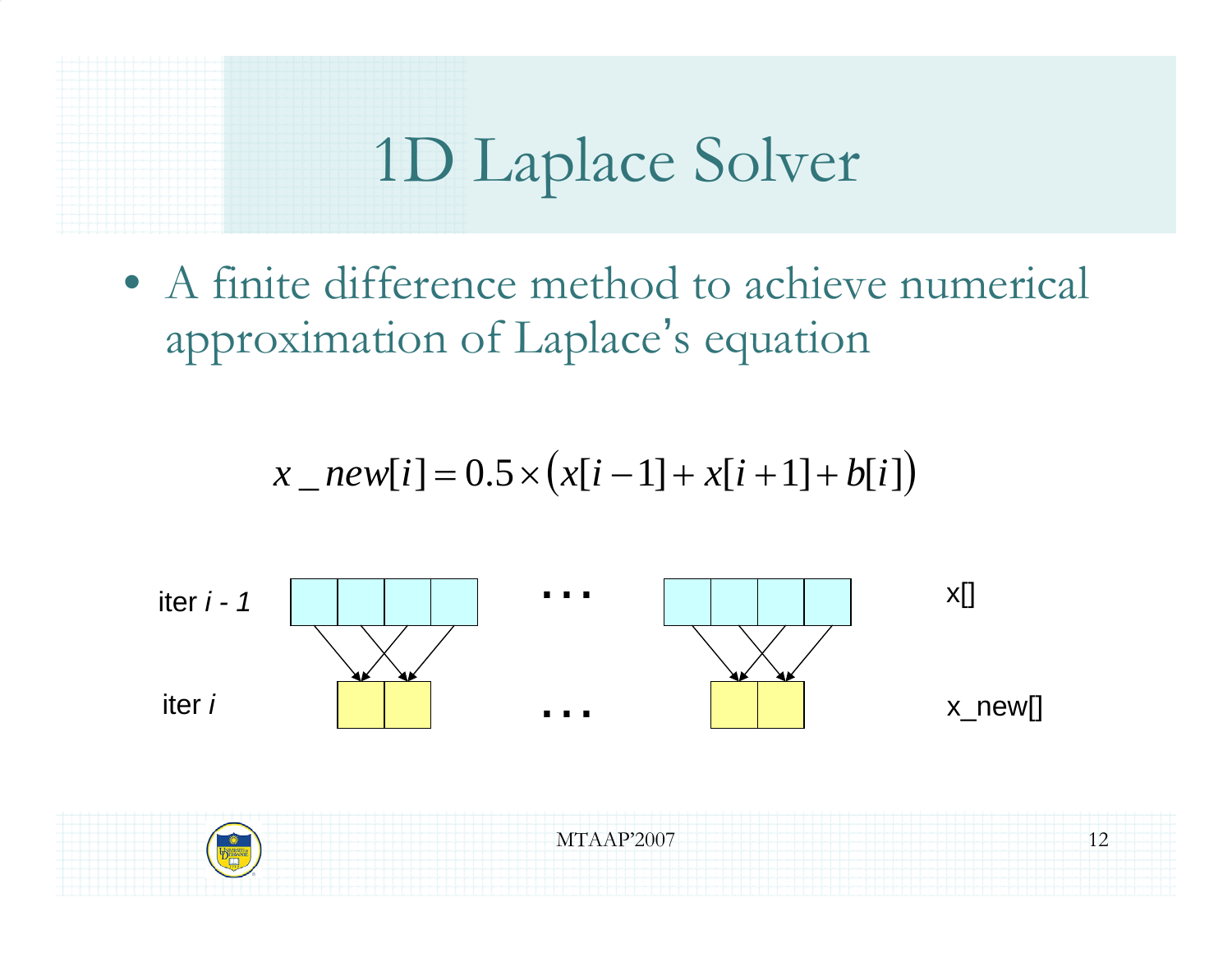# 1D Laplace Solver

- A finite difference method to achieve numerical approximation of Laplace's equation

$$x\_new[i] = 0.5 \times \left( x[i-1] + x[i+1] + b[i] \right)$$

iter *i - 1* ... x[]

iter *i* ... x_new[]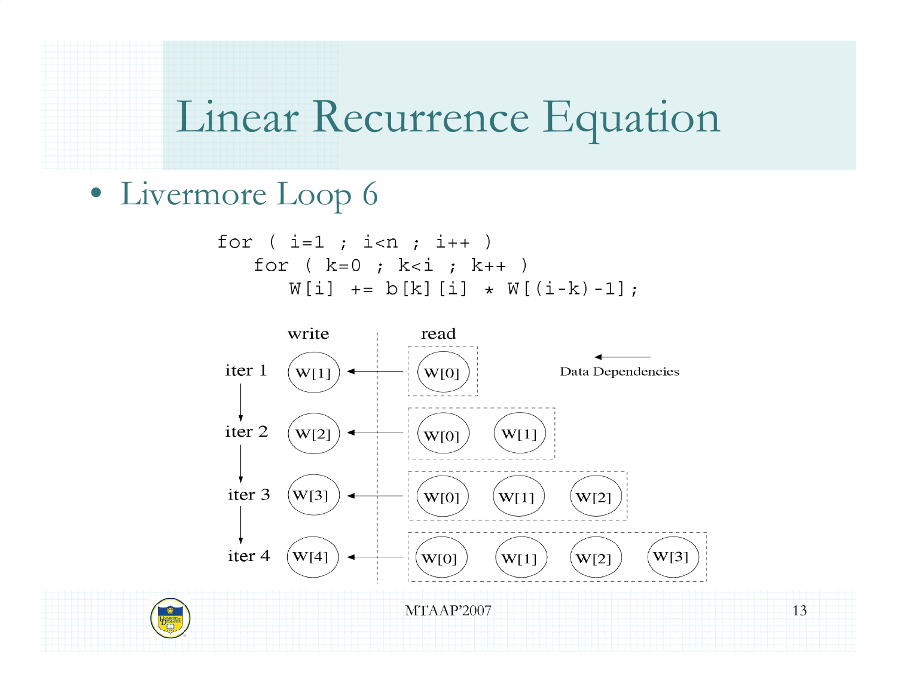# Linear Recurrence Equation

- Livermore Loop 6

```
for ( i=1 ; i<n ; i++ )
   for ( k=0 ; k<i ; k++ )
      W[i] += b[k][i] * W[(i-k)-1];
```

| | write | | read | | | |
|---|---|---|---|---|---|---|
| iter 1 | W[1] | ← | W[0] | | | |
| iter 2 | W[2] | ← | W[0] | W[1] | | |
| iter 3 | W[3] | ← | W[0] | W[1] | W[2] | |
| iter 4 | W[4] | ← | W[0] | W[1] | W[2] | W[3] |

← Data Dependencies

MTAAP'2007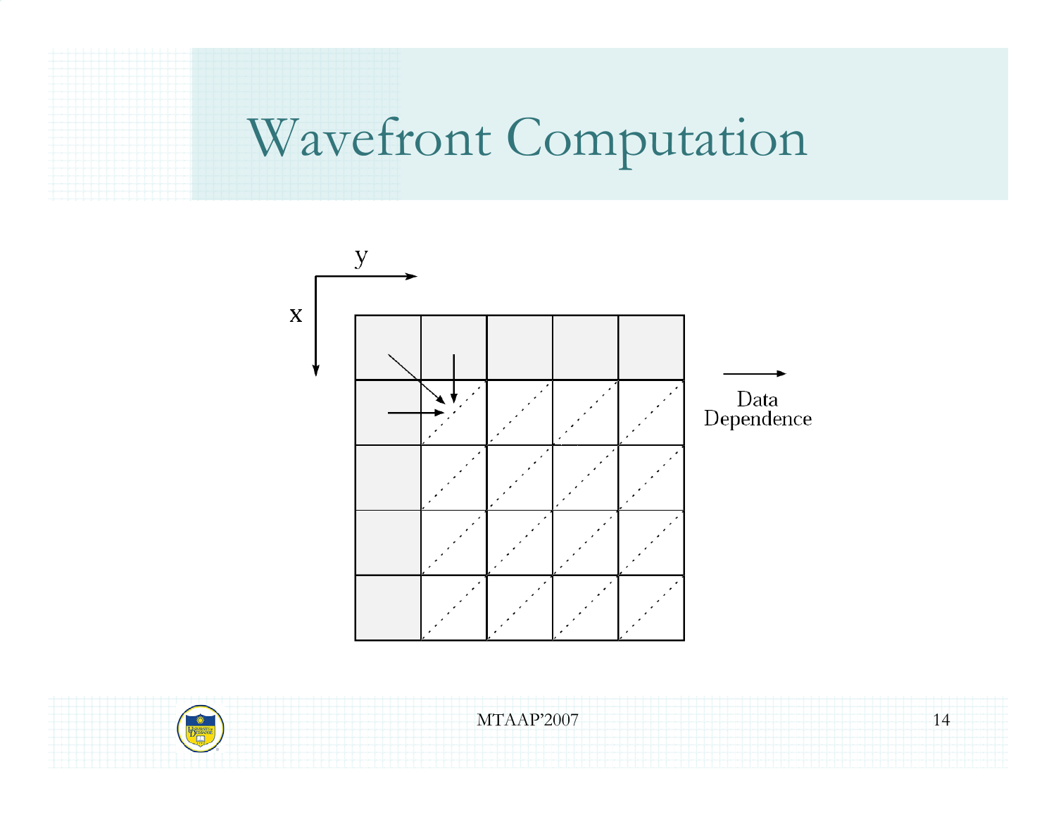# Wavefront Computation

y

x

Data Dependence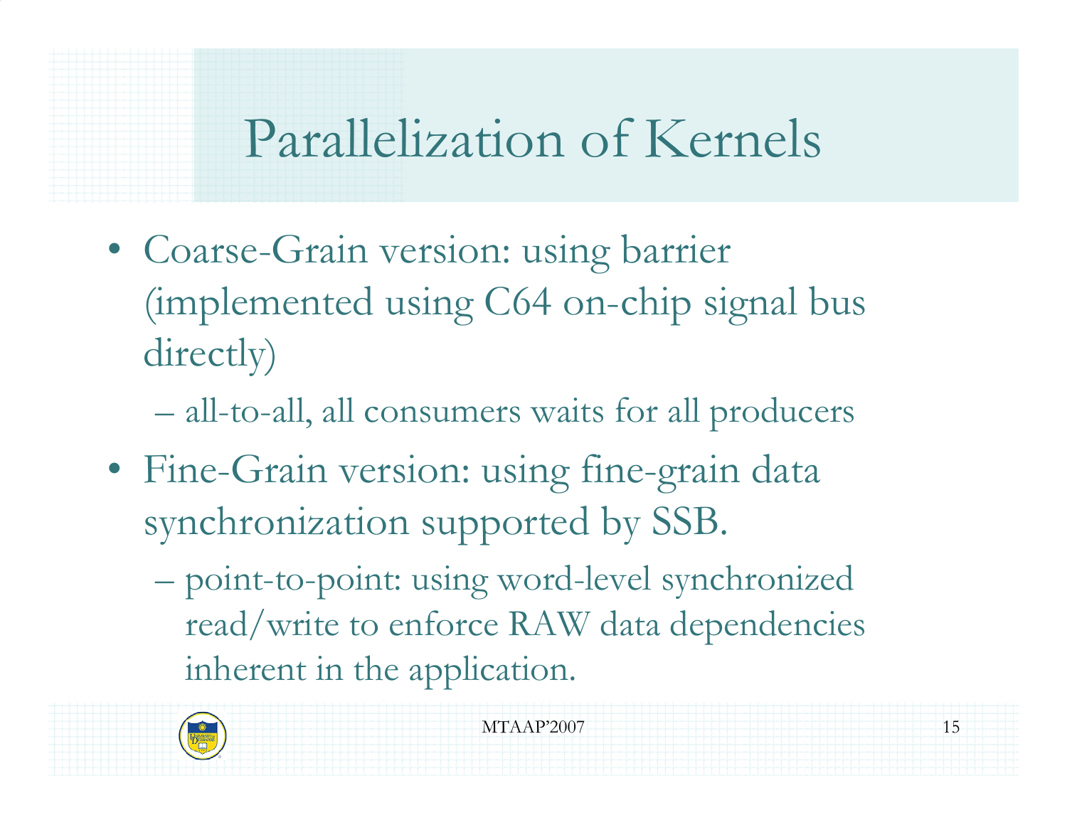# Parallelization of Kernels

- Coarse-Grain version: using barrier (implemented using C64 on-chip signal bus directly)
  - all-to-all, all consumers waits for all producers
- Fine-Grain version: using fine-grain data synchronization supported by SSB.
  - point-to-point: using word-level synchronized read/write to enforce RAW data dependencies inherent in the application.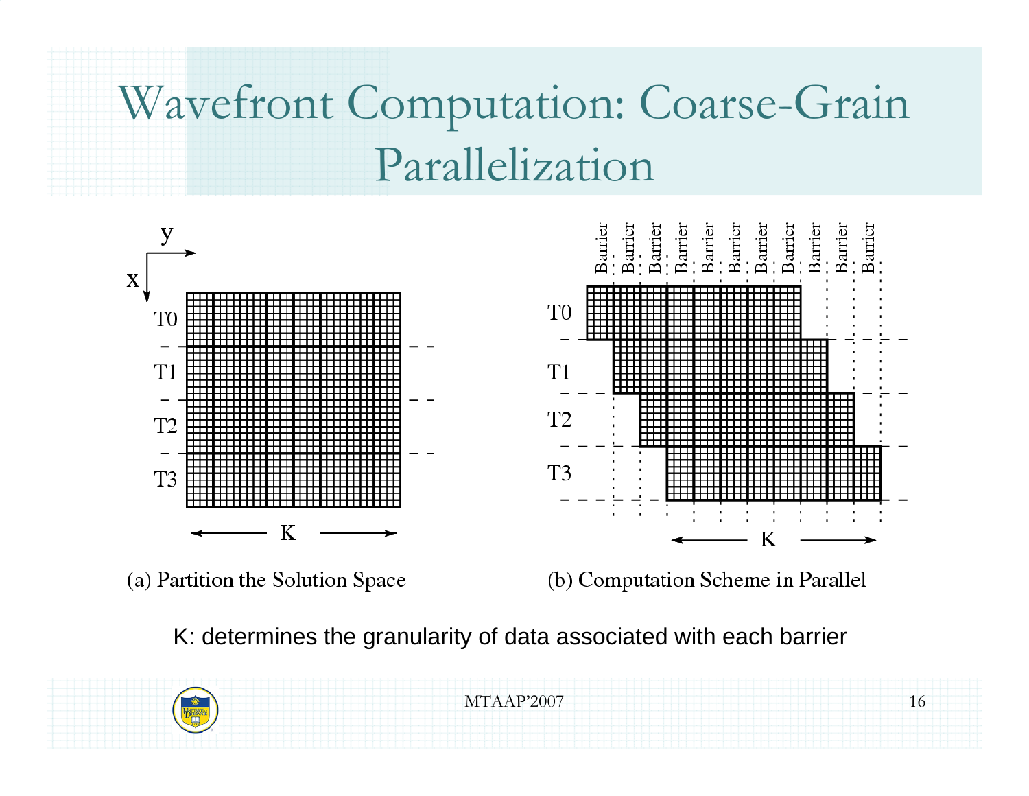# Wavefront Computation: Coarse-Grain Parallelization

(a) Partition the Solution Space

(b) Computation Scheme in Parallel

K: determines the granularity of data associated with each barrier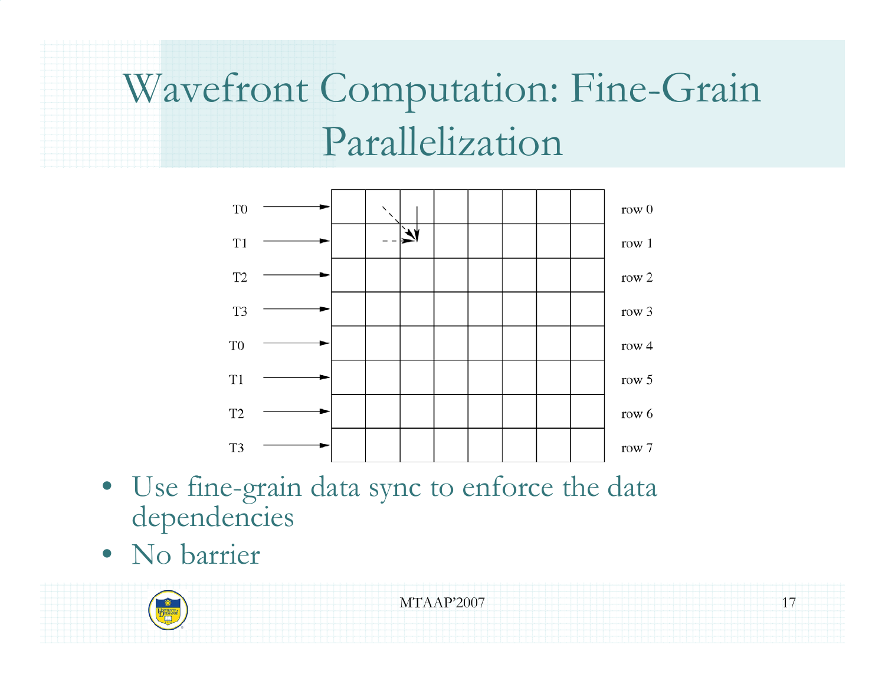# Wavefront Computation: Fine-Grain Parallelization

T0 → row 0
T1 → row 1
T2 → row 2
T3 → row 3
T0 → row 4
T1 → row 5
T2 → row 6
T3 → row 7

- Use fine-grain data sync to enforce the data dependencies
- No barrier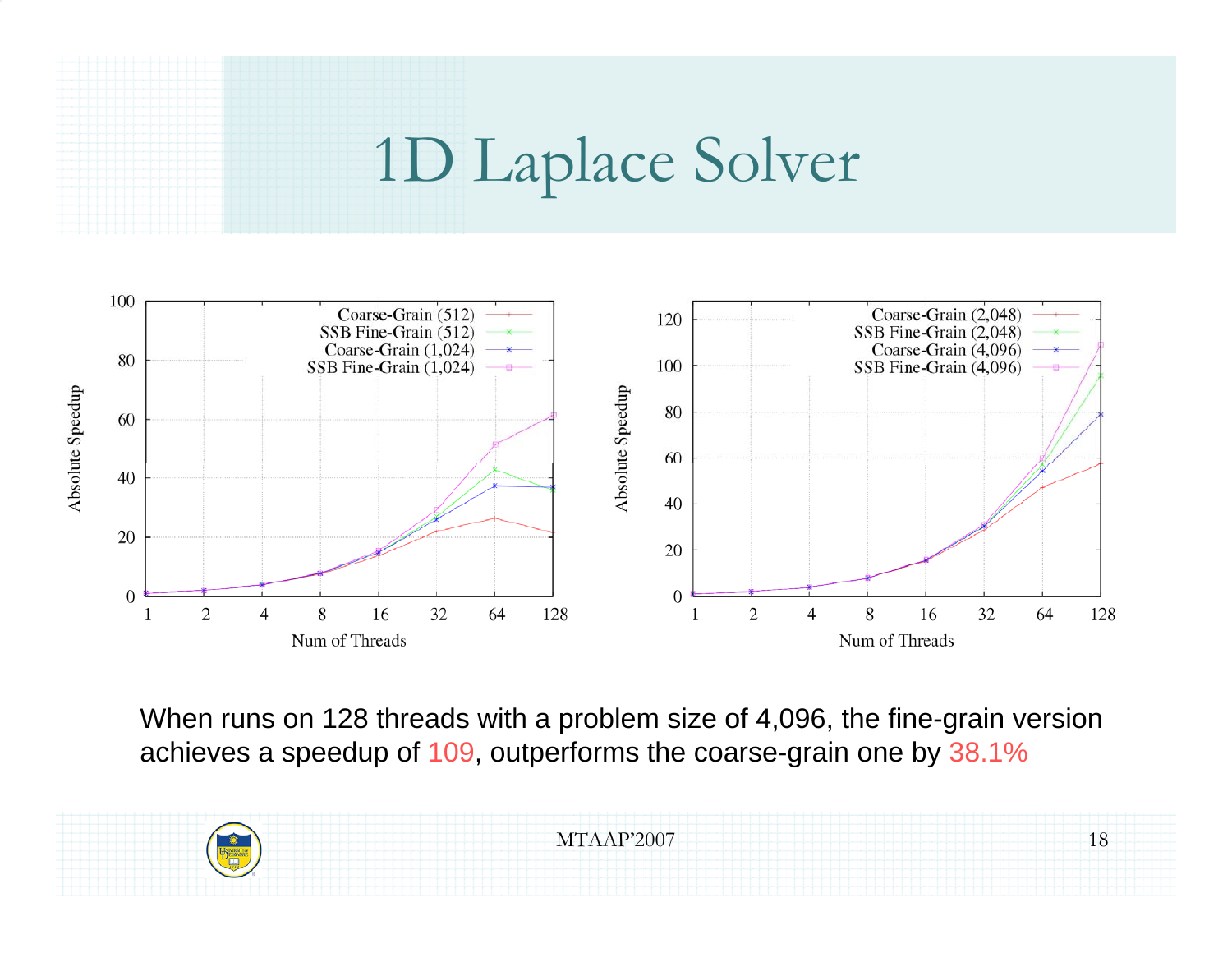# 1D Laplace Solver

When runs on 128 threads with a problem size of 4,096, the fine-grain version achieves a speedup of 109, outperforms the coarse-grain one by 38.1%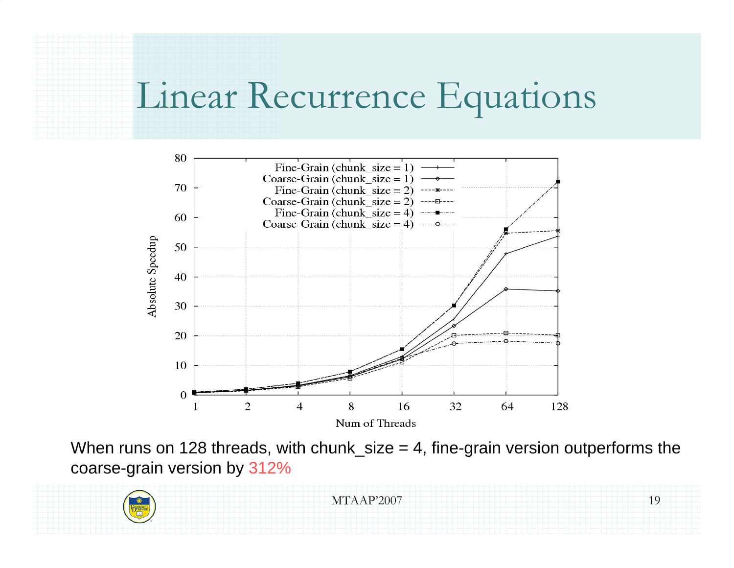# Linear Recurrence Equations

When runs on 128 threads, with chunk_size = 4, fine-grain version outperforms the coarse-grain version by 312%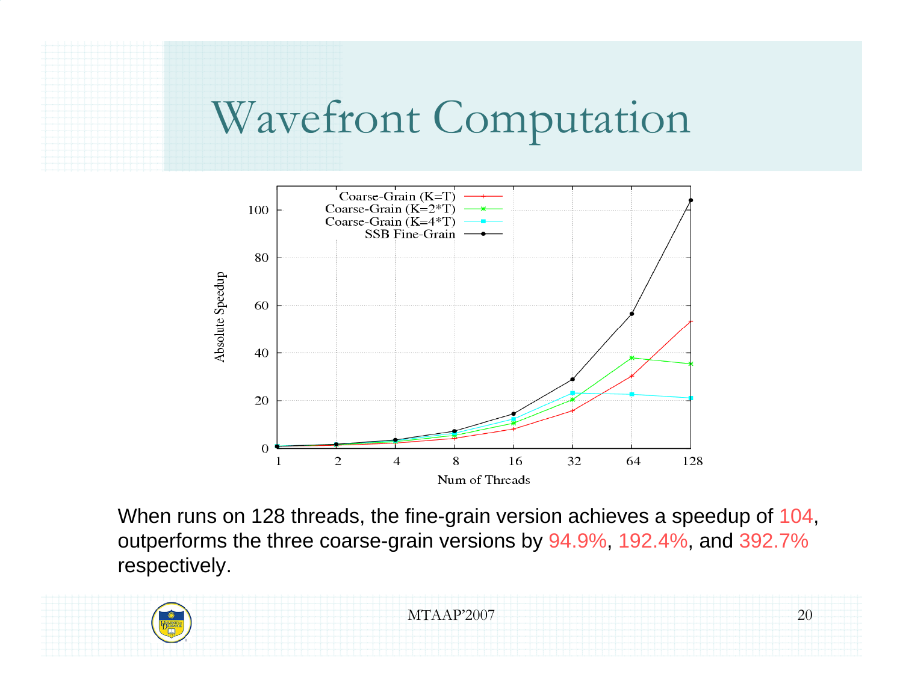# Wavefront Computation

When runs on 128 threads, the fine-grain version achieves a speedup of 104, outperforms the three coarse-grain versions by 94.9%, 192.4%, and 392.7% respectively.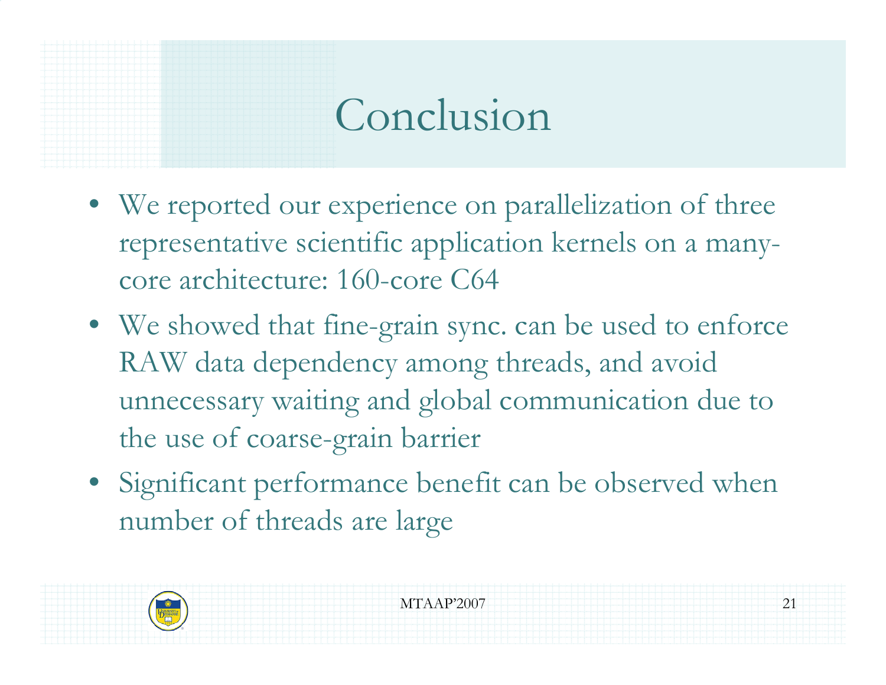# Conclusion

- We reported our experience on parallelization of three representative scientific application kernels on a many-core architecture: 160-core C64
- We showed that fine-grain sync. can be used to enforce RAW data dependency among threads, and avoid unnecessary waiting and global communication due to the use of coarse-grain barrier
- Significant performance benefit can be observed when number of threads are large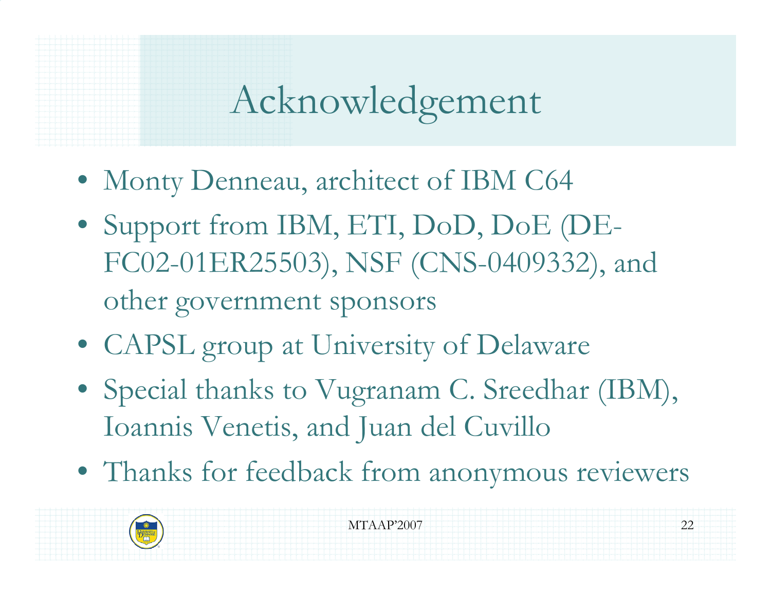# Acknowledgement

- Monty Denneau, architect of IBM C64
- Support from IBM, ETI, DoD, DoE (DE-FC02-01ER25503), NSF (CNS-0409332), and other government sponsors
- CAPSL group at University of Delaware
- Special thanks to Vugranam C. Sreedhar (IBM), Ioannis Venetis, and Juan del Cuvillo
- Thanks for feedback from anonymous reviewers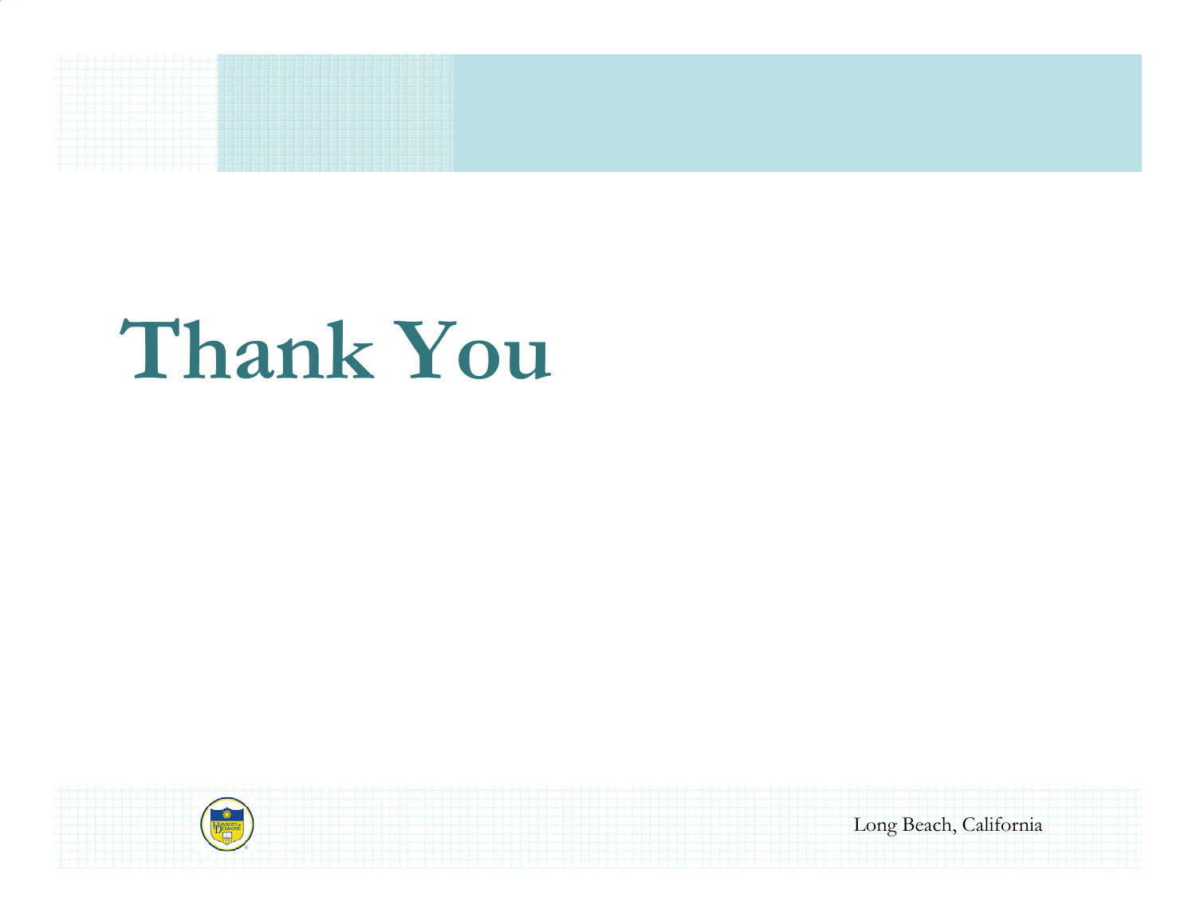# Thank You

Long Beach, California